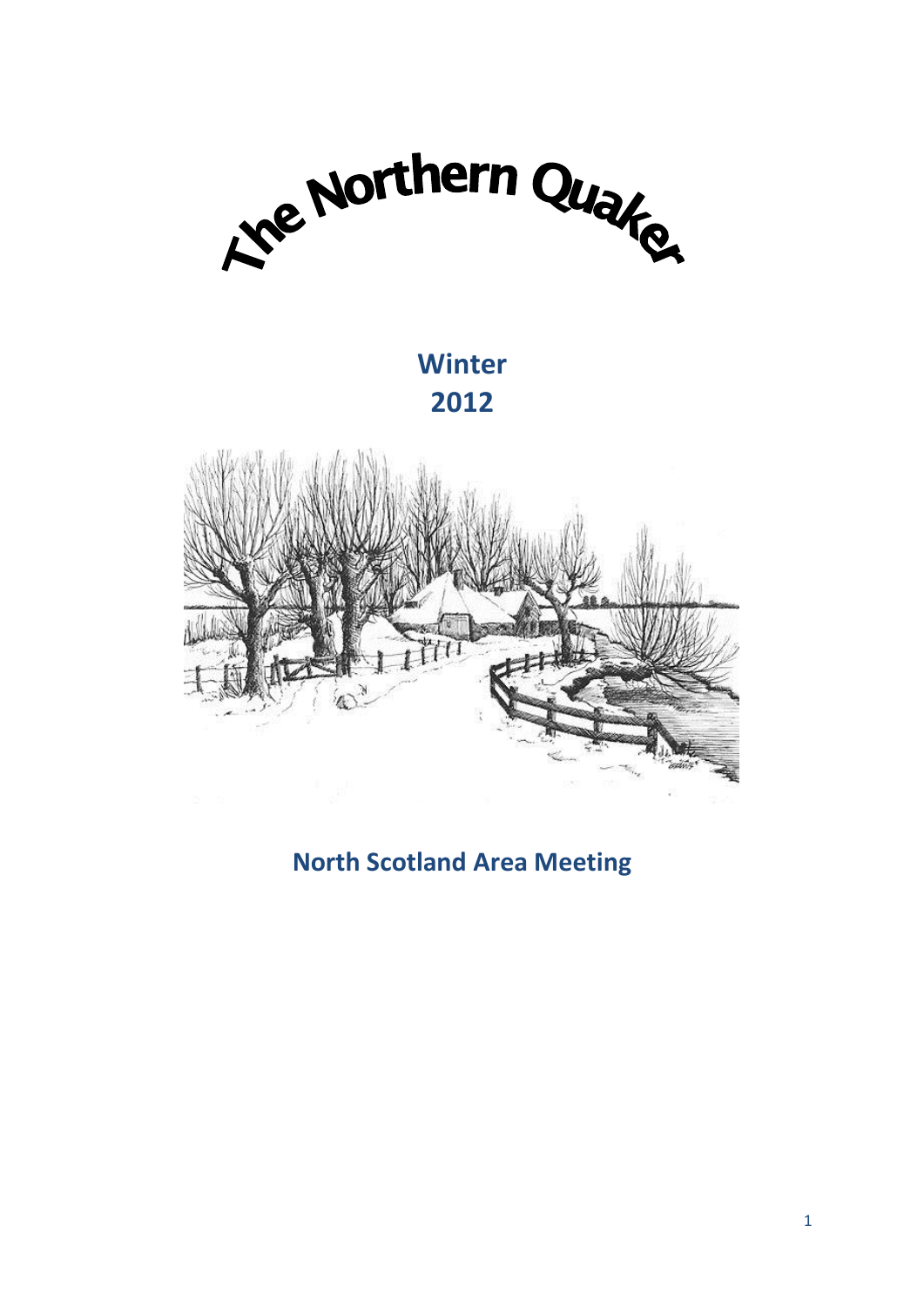# The Northern Quaker

**Winter 2012**

## North Scotland Area Meeting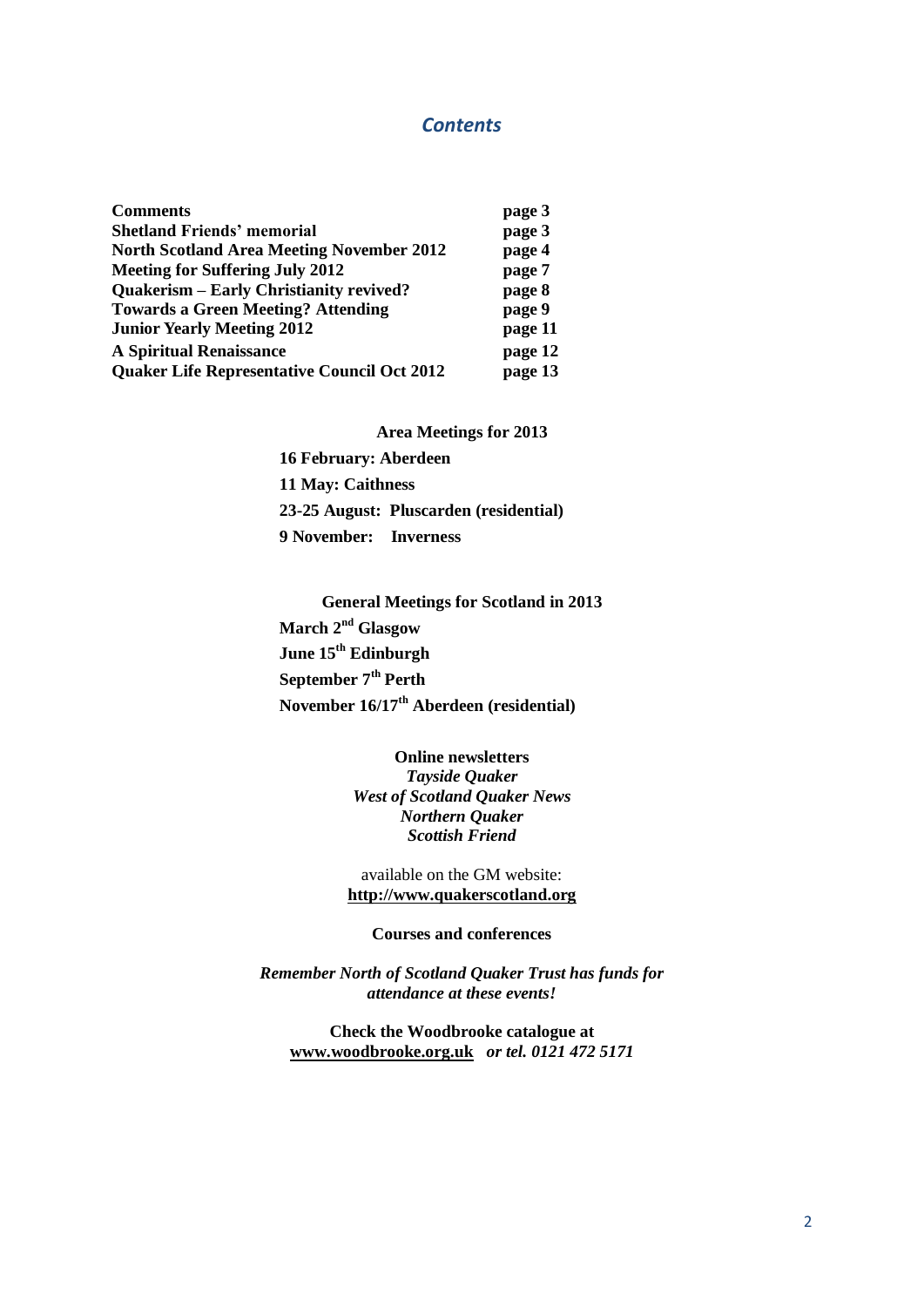## *Contents*

| | |
|---|---|
| **Comments** | **page 3** |
| **Shetland Friends' memorial** | **page 3** |
| **North Scotland Area Meeting November 2012** | **page 4** |
| **Meeting for Suffering July 2012** | **page 7** |
| **Quakerism – Early Christianity revived?** | **page 8** |
| **Towards a Green Meeting? Attending** | **page 9** |
| **Junior Yearly Meeting 2012** | **page 11** |
| **A Spiritual Renaissance** | **page 12** |
| **Quaker Life Representative Council Oct 2012** | **page 13** |

**Area Meetings for 2013**

**16 February: Aberdeen**

**11 May: Caithness**

**23-25 August: Pluscarden (residential)**

**9 November: Inverness**

**General Meetings for Scotland in 2013**

**March 2nd Glasgow**

**June 15th Edinburgh**

**September 7th Perth**

**November 16/17th Aberdeen (residential)**

**Online newsletters**
***Tayside Quaker***
***West of Scotland Quaker News***
***Northern Quaker***
***Scottish Friend***

available on the GM website:
**http://www.quakerscotland.org**

**Courses and conferences**

***Remember North of Scotland Quaker Trust has funds for attendance at these events!***

**Check the Woodbrooke catalogue at www.woodbrooke.org.uk** ***or tel. 0121 472 5171***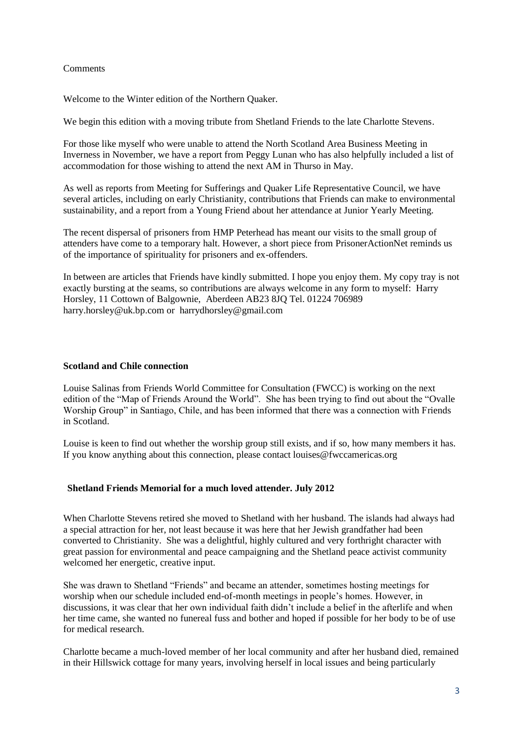Comments

Welcome to the Winter edition of the Northern Quaker.

We begin this edition with a moving tribute from Shetland Friends to the late Charlotte Stevens.

For those like myself who were unable to attend the North Scotland Area Business Meeting in Inverness in November, we have a report from Peggy Lunan who has also helpfully included a list of accommodation for those wishing to attend the next AM in Thurso in May.

As well as reports from Meeting for Sufferings and Quaker Life Representative Council, we have several articles, including on early Christianity, contributions that Friends can make to environmental sustainability, and a report from a Young Friend about her attendance at Junior Yearly Meeting.

The recent dispersal of prisoners from HMP Peterhead has meant our visits to the small group of attenders have come to a temporary halt. However, a short piece from PrisonerActionNet reminds us of the importance of spirituality for prisoners and ex-offenders.

In between are articles that Friends have kindly submitted. I hope you enjoy them. My copy tray is not exactly bursting at the seams, so contributions are always welcome in any form to myself: Harry Horsley, 11 Cottown of Balgownie, Aberdeen AB23 8JQ Tel. 01224 706989 harry.horsley@uk.bp.com or harrydhorsley@gmail.com

**Scotland and Chile connection**

Louise Salinas from Friends World Committee for Consultation (FWCC) is working on the next edition of the "Map of Friends Around the World". She has been trying to find out about the "Ovalle Worship Group" in Santiago, Chile, and has been informed that there was a connection with Friends in Scotland.

Louise is keen to find out whether the worship group still exists, and if so, how many members it has. If you know anything about this connection, please contact louises@fwccamericas.org

**Shetland Friends Memorial for a much loved attender. July 2012**

When Charlotte Stevens retired she moved to Shetland with her husband. The islands had always had a special attraction for her, not least because it was here that her Jewish grandfather had been converted to Christianity. She was a delightful, highly cultured and very forthright character with great passion for environmental and peace campaigning and the Shetland peace activist community welcomed her energetic, creative input.

She was drawn to Shetland "Friends" and became an attender, sometimes hosting meetings for worship when our schedule included end-of-month meetings in people's homes. However, in discussions, it was clear that her own individual faith didn't include a belief in the afterlife and when her time came, she wanted no funereal fuss and bother and hoped if possible for her body to be of use for medical research.

Charlotte became a much-loved member of her local community and after her husband died, remained in their Hillswick cottage for many years, involving herself in local issues and being particularly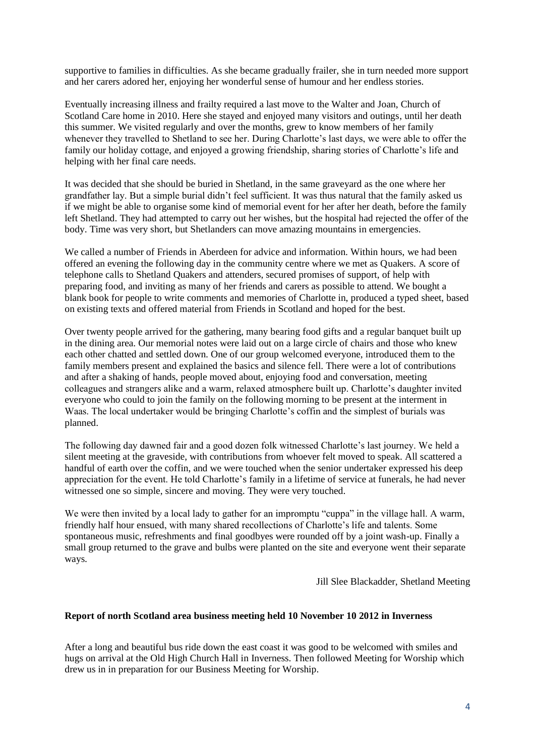supportive to families in difficulties. As she became gradually frailer, she in turn needed more support and her carers adored her, enjoying her wonderful sense of humour and her endless stories.

Eventually increasing illness and frailty required a last move to the Walter and Joan, Church of Scotland Care home in 2010. Here she stayed and enjoyed many visitors and outings, until her death this summer. We visited regularly and over the months, grew to know members of her family whenever they travelled to Shetland to see her. During Charlotte's last days, we were able to offer the family our holiday cottage, and enjoyed a growing friendship, sharing stories of Charlotte's life and helping with her final care needs.

It was decided that she should be buried in Shetland, in the same graveyard as the one where her grandfather lay. But a simple burial didn't feel sufficient. It was thus natural that the family asked us if we might be able to organise some kind of memorial event for her after her death, before the family left Shetland. They had attempted to carry out her wishes, but the hospital had rejected the offer of the body. Time was very short, but Shetlanders can move amazing mountains in emergencies.

We called a number of Friends in Aberdeen for advice and information. Within hours, we had been offered an evening the following day in the community centre where we met as Quakers. A score of telephone calls to Shetland Quakers and attenders, secured promises of support, of help with preparing food, and inviting as many of her friends and carers as possible to attend. We bought a blank book for people to write comments and memories of Charlotte in, produced a typed sheet, based on existing texts and offered material from Friends in Scotland and hoped for the best.

Over twenty people arrived for the gathering, many bearing food gifts and a regular banquet built up in the dining area. Our memorial notes were laid out on a large circle of chairs and those who knew each other chatted and settled down. One of our group welcomed everyone, introduced them to the family members present and explained the basics and silence fell. There were a lot of contributions and after a shaking of hands, people moved about, enjoying food and conversation, meeting colleagues and strangers alike and a warm, relaxed atmosphere built up. Charlotte's daughter invited everyone who could to join the family on the following morning to be present at the interment in Waas. The local undertaker would be bringing Charlotte's coffin and the simplest of burials was planned.

The following day dawned fair and a good dozen folk witnessed Charlotte's last journey. We held a silent meeting at the graveside, with contributions from whoever felt moved to speak. All scattered a handful of earth over the coffin, and we were touched when the senior undertaker expressed his deep appreciation for the event. He told Charlotte's family in a lifetime of service at funerals, he had never witnessed one so simple, sincere and moving. They were very touched.

We were then invited by a local lady to gather for an impromptu "cuppa" in the village hall. A warm, friendly half hour ensued, with many shared recollections of Charlotte's life and talents. Some spontaneous music, refreshments and final goodbyes were rounded off by a joint wash-up. Finally a small group returned to the grave and bulbs were planted on the site and everyone went their separate ways.

Jill Slee Blackadder, Shetland Meeting

**Report of north Scotland area business meeting held 10 November 10 2012 in Inverness**

After a long and beautiful bus ride down the east coast it was good to be welcomed with smiles and hugs on arrival at the Old High Church Hall in Inverness. Then followed Meeting for Worship which drew us in in preparation for our Business Meeting for Worship.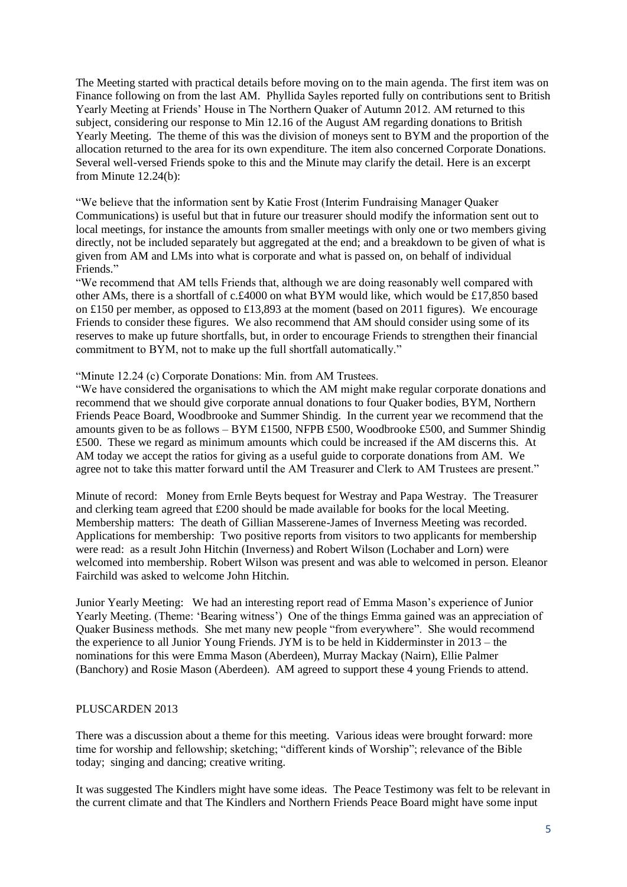The Meeting started with practical details before moving on to the main agenda. The first item was on Finance following on from the last AM. Phyllida Sayles reported fully on contributions sent to British Yearly Meeting at Friends' House in The Northern Quaker of Autumn 2012. AM returned to this subject, considering our response to Min 12.16 of the August AM regarding donations to British Yearly Meeting. The theme of this was the division of moneys sent to BYM and the proportion of the allocation returned to the area for its own expenditure. The item also concerned Corporate Donations. Several well-versed Friends spoke to this and the Minute may clarify the detail. Here is an excerpt from Minute 12.24(b):

"We believe that the information sent by Katie Frost (Interim Fundraising Manager Quaker Communications) is useful but that in future our treasurer should modify the information sent out to local meetings, for instance the amounts from smaller meetings with only one or two members giving directly, not be included separately but aggregated at the end; and a breakdown to be given of what is given from AM and LMs into what is corporate and what is passed on, on behalf of individual Friends."

"We recommend that AM tells Friends that, although we are doing reasonably well compared with other AMs, there is a shortfall of c.£4000 on what BYM would like, which would be £17,850 based on £150 per member, as opposed to £13,893 at the moment (based on 2011 figures). We encourage Friends to consider these figures. We also recommend that AM should consider using some of its reserves to make up future shortfalls, but, in order to encourage Friends to strengthen their financial commitment to BYM, not to make up the full shortfall automatically."

"Minute 12.24 (c) Corporate Donations: Min. from AM Trustees.

"We have considered the organisations to which the AM might make regular corporate donations and recommend that we should give corporate annual donations to four Quaker bodies, BYM, Northern Friends Peace Board, Woodbrooke and Summer Shindig. In the current year we recommend that the amounts given to be as follows – BYM £1500, NFPB £500, Woodbrooke £500, and Summer Shindig £500. These we regard as minimum amounts which could be increased if the AM discerns this. At AM today we accept the ratios for giving as a useful guide to corporate donations from AM. We agree not to take this matter forward until the AM Treasurer and Clerk to AM Trustees are present."

Minute of record: Money from Ernle Beyts bequest for Westray and Papa Westray. The Treasurer and clerking team agreed that £200 should be made available for books for the local Meeting.
Membership matters: The death of Gillian Masserene-James of Inverness Meeting was recorded.
Applications for membership: Two positive reports from visitors to two applicants for membership were read: as a result John Hitchin (Inverness) and Robert Wilson (Lochaber and Lorn) were welcomed into membership. Robert Wilson was present and was able to welcomed in person. Eleanor Fairchild was asked to welcome John Hitchin.

Junior Yearly Meeting: We had an interesting report read of Emma Mason's experience of Junior Yearly Meeting. (Theme: 'Bearing witness') One of the things Emma gained was an appreciation of Quaker Business methods. She met many new people "from everywhere". She would recommend the experience to all Junior Young Friends. JYM is to be held in Kidderminster in 2013 – the nominations for this were Emma Mason (Aberdeen), Murray Mackay (Nairn), Ellie Palmer (Banchory) and Rosie Mason (Aberdeen). AM agreed to support these 4 young Friends to attend.

PLUSCARDEN 2013

There was a discussion about a theme for this meeting. Various ideas were brought forward: more time for worship and fellowship; sketching; "different kinds of Worship"; relevance of the Bible today; singing and dancing; creative writing.

It was suggested The Kindlers might have some ideas. The Peace Testimony was felt to be relevant in the current climate and that The Kindlers and Northern Friends Peace Board might have some input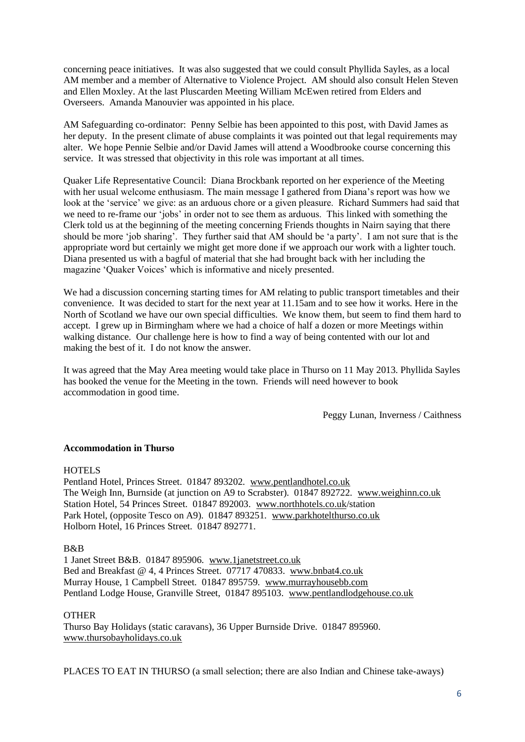concerning peace initiatives. It was also suggested that we could consult Phyllida Sayles, as a local AM member and a member of Alternative to Violence Project. AM should also consult Helen Steven and Ellen Moxley. At the last Pluscarden Meeting William McEwen retired from Elders and Overseers. Amanda Manouvier was appointed in his place.

AM Safeguarding co-ordinator: Penny Selbie has been appointed to this post, with David James as her deputy. In the present climate of abuse complaints it was pointed out that legal requirements may alter. We hope Pennie Selbie and/or David James will attend a Woodbrooke course concerning this service. It was stressed that objectivity in this role was important at all times.

Quaker Life Representative Council: Diana Brockbank reported on her experience of the Meeting with her usual welcome enthusiasm. The main message I gathered from Diana's report was how we look at the 'service' we give: as an arduous chore or a given pleasure. Richard Summers had said that we need to re-frame our 'jobs' in order not to see them as arduous. This linked with something the Clerk told us at the beginning of the meeting concerning Friends thoughts in Nairn saying that there should be more 'job sharing'. They further said that AM should be 'a party'. I am not sure that is the appropriate word but certainly we might get more done if we approach our work with a lighter touch. Diana presented us with a bagful of material that she had brought back with her including the magazine 'Quaker Voices' which is informative and nicely presented.

We had a discussion concerning starting times for AM relating to public transport timetables and their convenience. It was decided to start for the next year at 11.15am and to see how it works. Here in the North of Scotland we have our own special difficulties. We know them, but seem to find them hard to accept. I grew up in Birmingham where we had a choice of half a dozen or more Meetings within walking distance. Our challenge here is how to find a way of being contented with our lot and making the best of it. I do not know the answer.

It was agreed that the May Area meeting would take place in Thurso on 11 May 2013. Phyllida Sayles has booked the venue for the Meeting in the town. Friends will need however to book accommodation in good time.

Peggy Lunan, Inverness / Caithness

**Accommodation in Thurso**

HOTELS

Pentland Hotel, Princes Street. 01847 893202. www.pentlandhotel.co.uk
The Weigh Inn, Burnside (at junction on A9 to Scrabster). 01847 892722. www.weighinn.co.uk
Station Hotel, 54 Princes Street. 01847 892003. www.northhotels.co.uk/station
Park Hotel, (opposite Tesco on A9). 01847 893251. www.parkhotelthurso.co.uk
Holborn Hotel, 16 Princes Street. 01847 892771.

B&B

1 Janet Street B&B. 01847 895906. www.1janetstreet.co.uk
Bed and Breakfast @ 4, 4 Princes Street. 07717 470833. www.bnbat4.co.uk
Murray House, 1 Campbell Street. 01847 895759. www.murrayhousebb.com
Pentland Lodge House, Granville Street, 01847 895103. www.pentlandlodgehouse.co.uk

OTHER

Thurso Bay Holidays (static caravans), 36 Upper Burnside Drive. 01847 895960. www.thursobayholidays.co.uk

PLACES TO EAT IN THURSO (a small selection; there are also Indian and Chinese take-aways)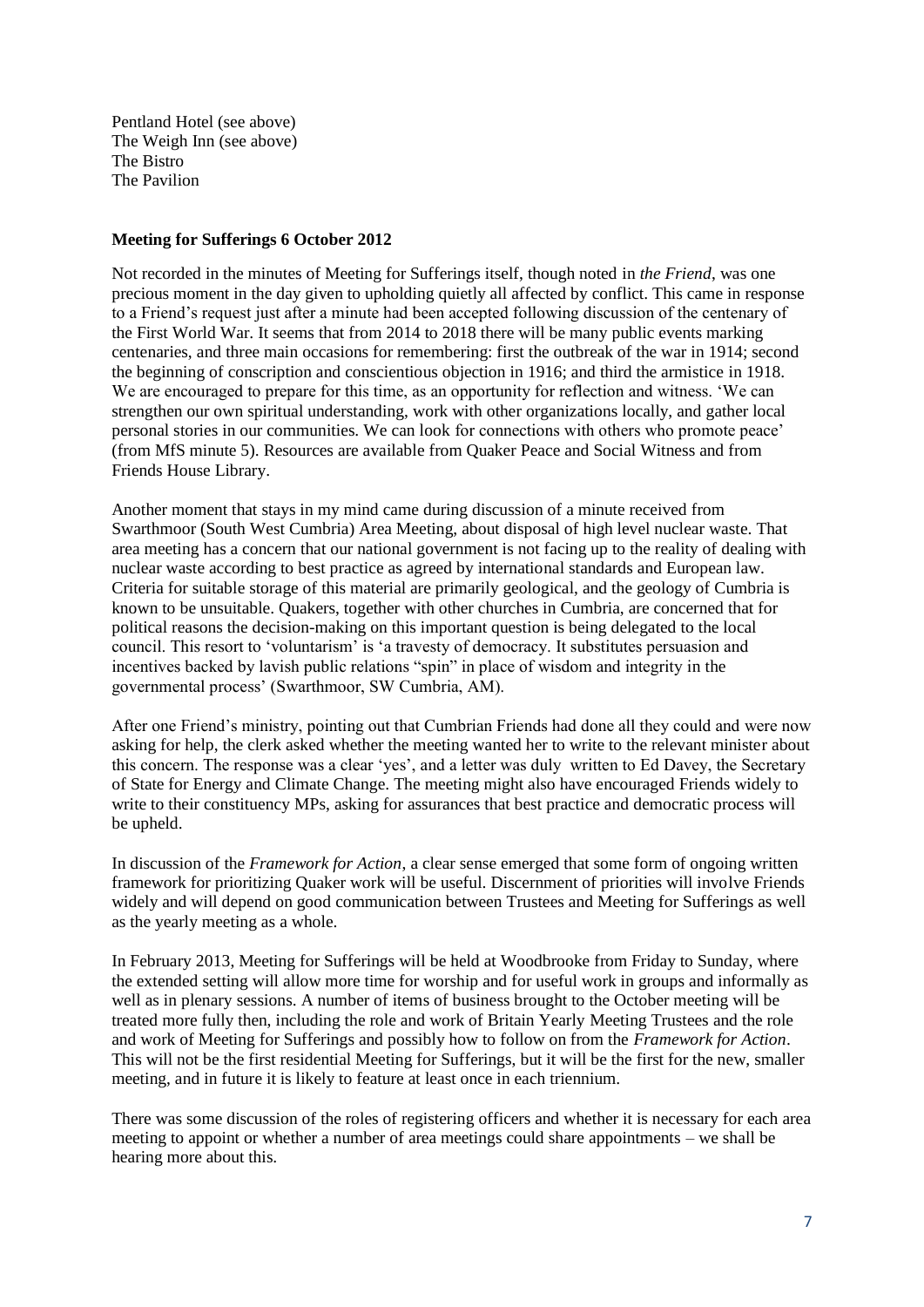Pentland Hotel (see above)
The Weigh Inn (see above)
The Bistro
The Pavilion

**Meeting for Sufferings 6 October 2012**

Not recorded in the minutes of Meeting for Sufferings itself, though noted in *the Friend*, was one precious moment in the day given to upholding quietly all affected by conflict. This came in response to a Friend's request just after a minute had been accepted following discussion of the centenary of the First World War. It seems that from 2014 to 2018 there will be many public events marking centenaries, and three main occasions for remembering: first the outbreak of the war in 1914; second the beginning of conscription and conscientious objection in 1916; and third the armistice in 1918. We are encouraged to prepare for this time, as an opportunity for reflection and witness. 'We can strengthen our own spiritual understanding, work with other organizations locally, and gather local personal stories in our communities. We can look for connections with others who promote peace' (from MfS minute 5). Resources are available from Quaker Peace and Social Witness and from Friends House Library.

Another moment that stays in my mind came during discussion of a minute received from Swarthmoor (South West Cumbria) Area Meeting, about disposal of high level nuclear waste. That area meeting has a concern that our national government is not facing up to the reality of dealing with nuclear waste according to best practice as agreed by international standards and European law. Criteria for suitable storage of this material are primarily geological, and the geology of Cumbria is known to be unsuitable. Quakers, together with other churches in Cumbria, are concerned that for political reasons the decision-making on this important question is being delegated to the local council. This resort to 'voluntarism' is 'a travesty of democracy. It substitutes persuasion and incentives backed by lavish public relations "spin" in place of wisdom and integrity in the governmental process' (Swarthmoor, SW Cumbria, AM).

After one Friend's ministry, pointing out that Cumbrian Friends had done all they could and were now asking for help, the clerk asked whether the meeting wanted her to write to the relevant minister about this concern. The response was a clear 'yes', and a letter was duly written to Ed Davey, the Secretary of State for Energy and Climate Change. The meeting might also have encouraged Friends widely to write to their constituency MPs, asking for assurances that best practice and democratic process will be upheld.

In discussion of the *Framework for Action*, a clear sense emerged that some form of ongoing written framework for prioritizing Quaker work will be useful. Discernment of priorities will involve Friends widely and will depend on good communication between Trustees and Meeting for Sufferings as well as the yearly meeting as a whole.

In February 2013, Meeting for Sufferings will be held at Woodbrooke from Friday to Sunday, where the extended setting will allow more time for worship and for useful work in groups and informally as well as in plenary sessions. A number of items of business brought to the October meeting will be treated more fully then, including the role and work of Britain Yearly Meeting Trustees and the role and work of Meeting for Sufferings and possibly how to follow on from the *Framework for Action*. This will not be the first residential Meeting for Sufferings, but it will be the first for the new, smaller meeting, and in future it is likely to feature at least once in each triennium.

There was some discussion of the roles of registering officers and whether it is necessary for each area meeting to appoint or whether a number of area meetings could share appointments – we shall be hearing more about this.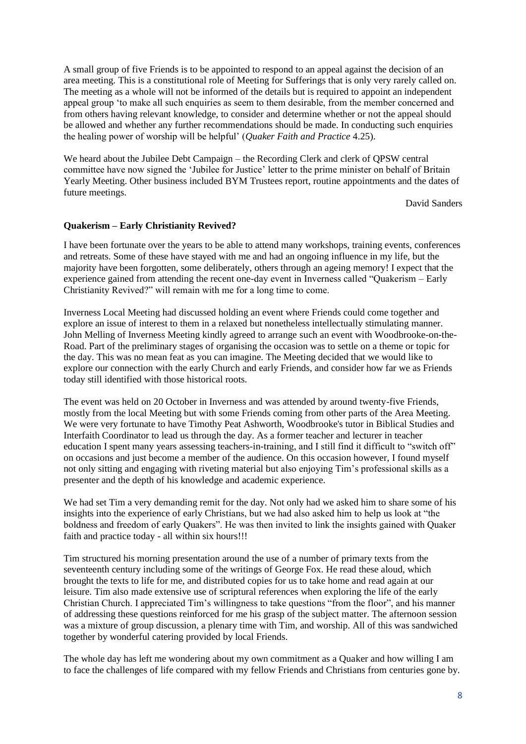A small group of five Friends is to be appointed to respond to an appeal against the decision of an area meeting. This is a constitutional role of Meeting for Sufferings that is only very rarely called on. The meeting as a whole will not be informed of the details but is required to appoint an independent appeal group 'to make all such enquiries as seem to them desirable, from the member concerned and from others having relevant knowledge, to consider and determine whether or not the appeal should be allowed and whether any further recommendations should be made. In conducting such enquiries the healing power of worship will be helpful' (*Quaker Faith and Practice* 4.25).

We heard about the Jubilee Debt Campaign – the Recording Clerk and clerk of QPSW central committee have now signed the 'Jubilee for Justice' letter to the prime minister on behalf of Britain Yearly Meeting. Other business included BYM Trustees report, routine appointments and the dates of future meetings.

David Sanders

**Quakerism – Early Christianity Revived?**

I have been fortunate over the years to be able to attend many workshops, training events, conferences and retreats. Some of these have stayed with me and had an ongoing influence in my life, but the majority have been forgotten, some deliberately, others through an ageing memory! I expect that the experience gained from attending the recent one-day event in Inverness called "Quakerism – Early Christianity Revived?" will remain with me for a long time to come.

Inverness Local Meeting had discussed holding an event where Friends could come together and explore an issue of interest to them in a relaxed but nonetheless intellectually stimulating manner. John Melling of Inverness Meeting kindly agreed to arrange such an event with Woodbrooke-on-the-Road. Part of the preliminary stages of organising the occasion was to settle on a theme or topic for the day. This was no mean feat as you can imagine. The Meeting decided that we would like to explore our connection with the early Church and early Friends, and consider how far we as Friends today still identified with those historical roots.

The event was held on 20 October in Inverness and was attended by around twenty-five Friends, mostly from the local Meeting but with some Friends coming from other parts of the Area Meeting. We were very fortunate to have Timothy Peat Ashworth, Woodbrooke's tutor in Biblical Studies and Interfaith Coordinator to lead us through the day. As a former teacher and lecturer in teacher education I spent many years assessing teachers-in-training, and I still find it difficult to "switch off" on occasions and just become a member of the audience. On this occasion however, I found myself not only sitting and engaging with riveting material but also enjoying Tim's professional skills as a presenter and the depth of his knowledge and academic experience.

We had set Tim a very demanding remit for the day. Not only had we asked him to share some of his insights into the experience of early Christians, but we had also asked him to help us look at "the boldness and freedom of early Quakers". He was then invited to link the insights gained with Quaker faith and practice today - all within six hours!!!

Tim structured his morning presentation around the use of a number of primary texts from the seventeenth century including some of the writings of George Fox. He read these aloud, which brought the texts to life for me, and distributed copies for us to take home and read again at our leisure. Tim also made extensive use of scriptural references when exploring the life of the early Christian Church. I appreciated Tim's willingness to take questions "from the floor", and his manner of addressing these questions reinforced for me his grasp of the subject matter. The afternoon session was a mixture of group discussion, a plenary time with Tim, and worship. All of this was sandwiched together by wonderful catering provided by local Friends.

The whole day has left me wondering about my own commitment as a Quaker and how willing I am to face the challenges of life compared with my fellow Friends and Christians from centuries gone by.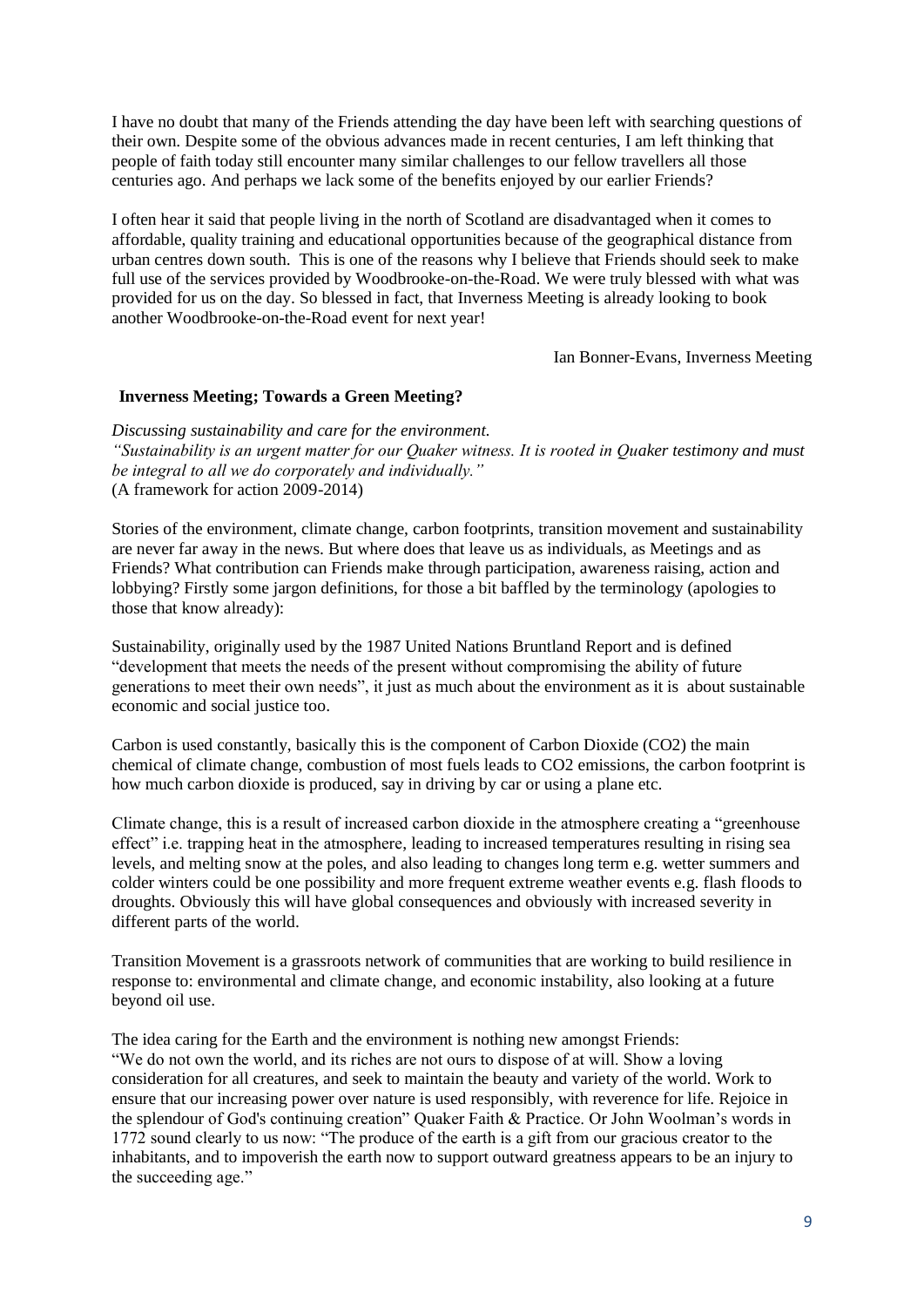I have no doubt that many of the Friends attending the day have been left with searching questions of their own. Despite some of the obvious advances made in recent centuries, I am left thinking that people of faith today still encounter many similar challenges to our fellow travellers all those centuries ago. And perhaps we lack some of the benefits enjoyed by our earlier Friends?

I often hear it said that people living in the north of Scotland are disadvantaged when it comes to affordable, quality training and educational opportunities because of the geographical distance from urban centres down south. This is one of the reasons why I believe that Friends should seek to make full use of the services provided by Woodbrooke-on-the-Road. We were truly blessed with what was provided for us on the day. So blessed in fact, that Inverness Meeting is already looking to book another Woodbrooke-on-the-Road event for next year!

Ian Bonner-Evans, Inverness Meeting

**Inverness Meeting; Towards a Green Meeting?**

*Discussing sustainability and care for the environment.*
*"Sustainability is an urgent matter for our Quaker witness. It is rooted in Quaker testimony and must be integral to all we do corporately and individually."*
(A framework for action 2009-2014)

Stories of the environment, climate change, carbon footprints, transition movement and sustainability are never far away in the news. But where does that leave us as individuals, as Meetings and as Friends? What contribution can Friends make through participation, awareness raising, action and lobbying? Firstly some jargon definitions, for those a bit baffled by the terminology (apologies to those that know already):

Sustainability, originally used by the 1987 United Nations Bruntland Report and is defined "development that meets the needs of the present without compromising the ability of future generations to meet their own needs", it just as much about the environment as it is about sustainable economic and social justice too.

Carbon is used constantly, basically this is the component of Carbon Dioxide ($CO_2$) the main chemical of climate change, combustion of most fuels leads to $CO_2$ emissions, the carbon footprint is how much carbon dioxide is produced, say in driving by car or using a plane etc.

Climate change, this is a result of increased carbon dioxide in the atmosphere creating a "greenhouse effect" i.e. trapping heat in the atmosphere, leading to increased temperatures resulting in rising sea levels, and melting snow at the poles, and also leading to changes long term e.g. wetter summers and colder winters could be one possibility and more frequent extreme weather events e.g. flash floods to droughts. Obviously this will have global consequences and obviously with increased severity in different parts of the world.

Transition Movement is a grassroots network of communities that are working to build resilience in response to: environmental and climate change, and economic instability, also looking at a future beyond oil use.

The idea caring for the Earth and the environment is nothing new amongst Friends:
"We do not own the world, and its riches are not ours to dispose of at will. Show a loving consideration for all creatures, and seek to maintain the beauty and variety of the world. Work to ensure that our increasing power over nature is used responsibly, with reverence for life. Rejoice in the splendour of God's continuing creation" Quaker Faith & Practice. Or John Woolman's words in 1772 sound clearly to us now: "The produce of the earth is a gift from our gracious creator to the inhabitants, and to impoverish the earth now to support outward greatness appears to be an injury to the succeeding age."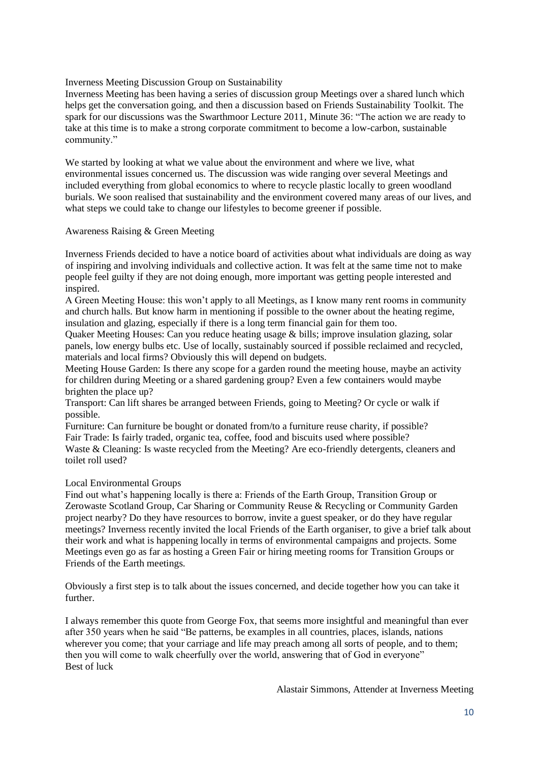## Inverness Meeting Discussion Group on Sustainability

Inverness Meeting has been having a series of discussion group Meetings over a shared lunch which helps get the conversation going, and then a discussion based on Friends Sustainability Toolkit. The spark for our discussions was the Swarthmoor Lecture 2011, Minute 36: "The action we are ready to take at this time is to make a strong corporate commitment to become a low-carbon, sustainable community."

We started by looking at what we value about the environment and where we live, what environmental issues concerned us. The discussion was wide ranging over several Meetings and included everything from global economics to where to recycle plastic locally to green woodland burials. We soon realised that sustainability and the environment covered many areas of our lives, and what steps we could take to change our lifestyles to become greener if possible.

### Awareness Raising & Green Meeting

Inverness Friends decided to have a notice board of activities about what individuals are doing as way of inspiring and involving individuals and collective action. It was felt at the same time not to make people feel guilty if they are not doing enough, more important was getting people interested and inspired.

A Green Meeting House: this won't apply to all Meetings, as I know many rent rooms in community and church halls. But know harm in mentioning if possible to the owner about the heating regime, insulation and glazing, especially if there is a long term financial gain for them too.

Quaker Meeting Houses: Can you reduce heating usage & bills; improve insulation glazing, solar panels, low energy bulbs etc. Use of locally, sustainably sourced if possible reclaimed and recycled, materials and local firms? Obviously this will depend on budgets.

Meeting House Garden: Is there any scope for a garden round the meeting house, maybe an activity for children during Meeting or a shared gardening group? Even a few containers would maybe brighten the place up?

Transport: Can lift shares be arranged between Friends, going to Meeting? Or cycle or walk if possible.

Furniture: Can furniture be bought or donated from/to a furniture reuse charity, if possible?

Fair Trade: Is fairly traded, organic tea, coffee, food and biscuits used where possible?

Waste & Cleaning: Is waste recycled from the Meeting? Are eco-friendly detergents, cleaners and toilet roll used?

### Local Environmental Groups

Find out what's happening locally is there a: Friends of the Earth Group, Transition Group or Zerowaste Scotland Group, Car Sharing or Community Reuse & Recycling or Community Garden project nearby? Do they have resources to borrow, invite a guest speaker, or do they have regular meetings? Inverness recently invited the local Friends of the Earth organiser, to give a brief talk about their work and what is happening locally in terms of environmental campaigns and projects. Some Meetings even go as far as hosting a Green Fair or hiring meeting rooms for Transition Groups or Friends of the Earth meetings.

Obviously a first step is to talk about the issues concerned, and decide together how you can take it further.

I always remember this quote from George Fox, that seems more insightful and meaningful than ever after 350 years when he said "Be patterns, be examples in all countries, places, islands, nations wherever you come; that your carriage and life may preach among all sorts of people, and to them; then you will come to walk cheerfully over the world, answering that of God in everyone"

Best of luck

Alastair Simmons, Attender at Inverness Meeting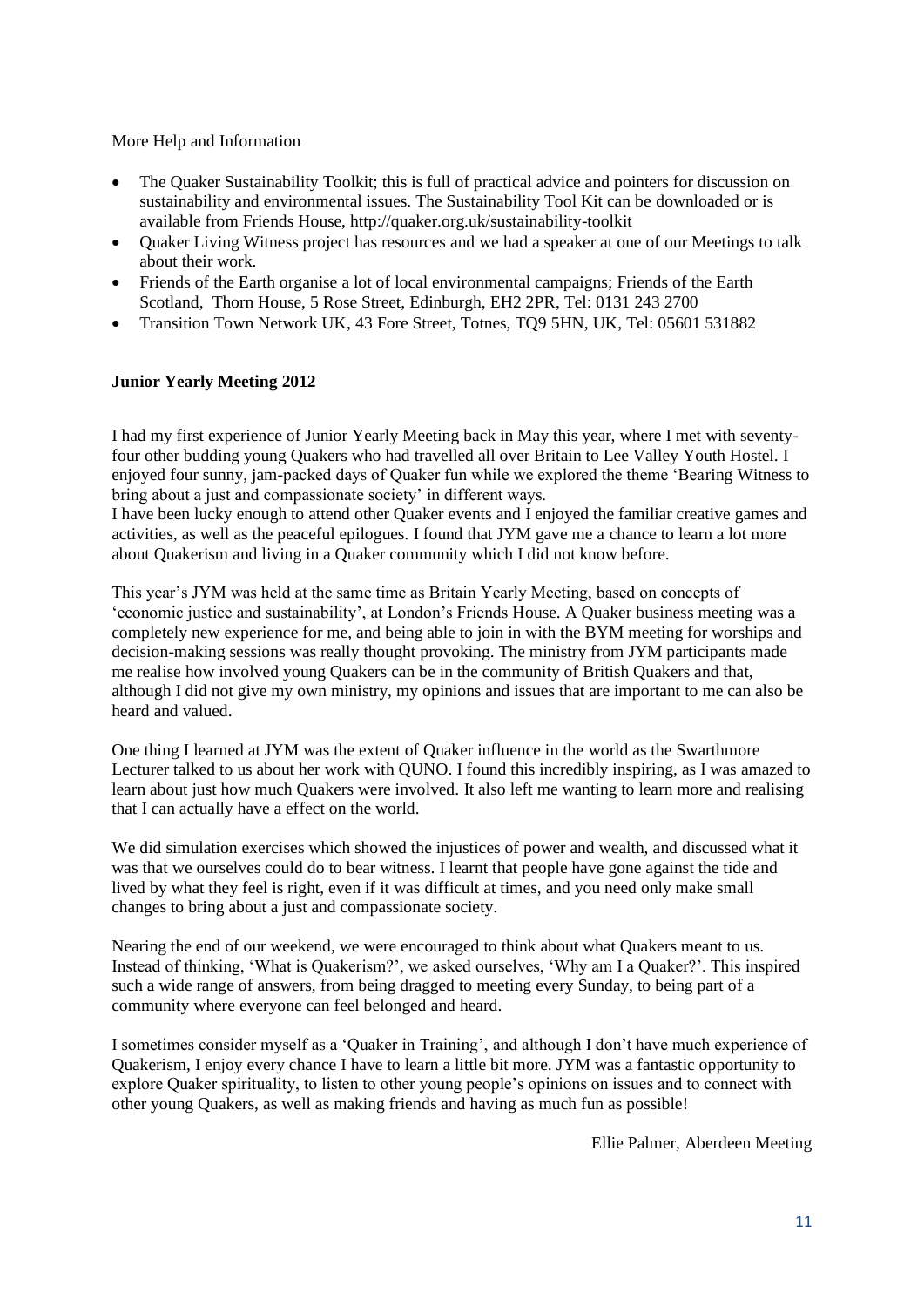More Help and Information

- The Quaker Sustainability Toolkit; this is full of practical advice and pointers for discussion on sustainability and environmental issues. The Sustainability Tool Kit can be downloaded or is available from Friends House, http://quaker.org.uk/sustainability-toolkit
- Quaker Living Witness project has resources and we had a speaker at one of our Meetings to talk about their work.
- Friends of the Earth organise a lot of local environmental campaigns; Friends of the Earth Scotland, Thorn House, 5 Rose Street, Edinburgh, EH2 2PR, Tel: 0131 243 2700
- Transition Town Network UK, 43 Fore Street, Totnes, TQ9 5HN, UK, Tel: 05601 531882

**Junior Yearly Meeting 2012**

I had my first experience of Junior Yearly Meeting back in May this year, where I met with seventy-four other budding young Quakers who had travelled all over Britain to Lee Valley Youth Hostel. I enjoyed four sunny, jam-packed days of Quaker fun while we explored the theme 'Bearing Witness to bring about a just and compassionate society' in different ways.
I have been lucky enough to attend other Quaker events and I enjoyed the familiar creative games and activities, as well as the peaceful epilogues. I found that JYM gave me a chance to learn a lot more about Quakerism and living in a Quaker community which I did not know before.

This year's JYM was held at the same time as Britain Yearly Meeting, based on concepts of 'economic justice and sustainability', at London's Friends House. A Quaker business meeting was a completely new experience for me, and being able to join in with the BYM meeting for worships and decision-making sessions was really thought provoking. The ministry from JYM participants made me realise how involved young Quakers can be in the community of British Quakers and that, although I did not give my own ministry, my opinions and issues that are important to me can also be heard and valued.

One thing I learned at JYM was the extent of Quaker influence in the world as the Swarthmore Lecturer talked to us about her work with QUNO. I found this incredibly inspiring, as I was amazed to learn about just how much Quakers were involved. It also left me wanting to learn more and realising that I can actually have a effect on the world.

We did simulation exercises which showed the injustices of power and wealth, and discussed what it was that we ourselves could do to bear witness. I learnt that people have gone against the tide and lived by what they feel is right, even if it was difficult at times, and you need only make small changes to bring about a just and compassionate society.

Nearing the end of our weekend, we were encouraged to think about what Quakers meant to us. Instead of thinking, 'What is Quakerism?', we asked ourselves, 'Why am I a Quaker?'. This inspired such a wide range of answers, from being dragged to meeting every Sunday, to being part of a community where everyone can feel belonged and heard.

I sometimes consider myself as a 'Quaker in Training', and although I don't have much experience of Quakerism, I enjoy every chance I have to learn a little bit more. JYM was a fantastic opportunity to explore Quaker spirituality, to listen to other young people's opinions on issues and to connect with other young Quakers, as well as making friends and having as much fun as possible!

Ellie Palmer, Aberdeen Meeting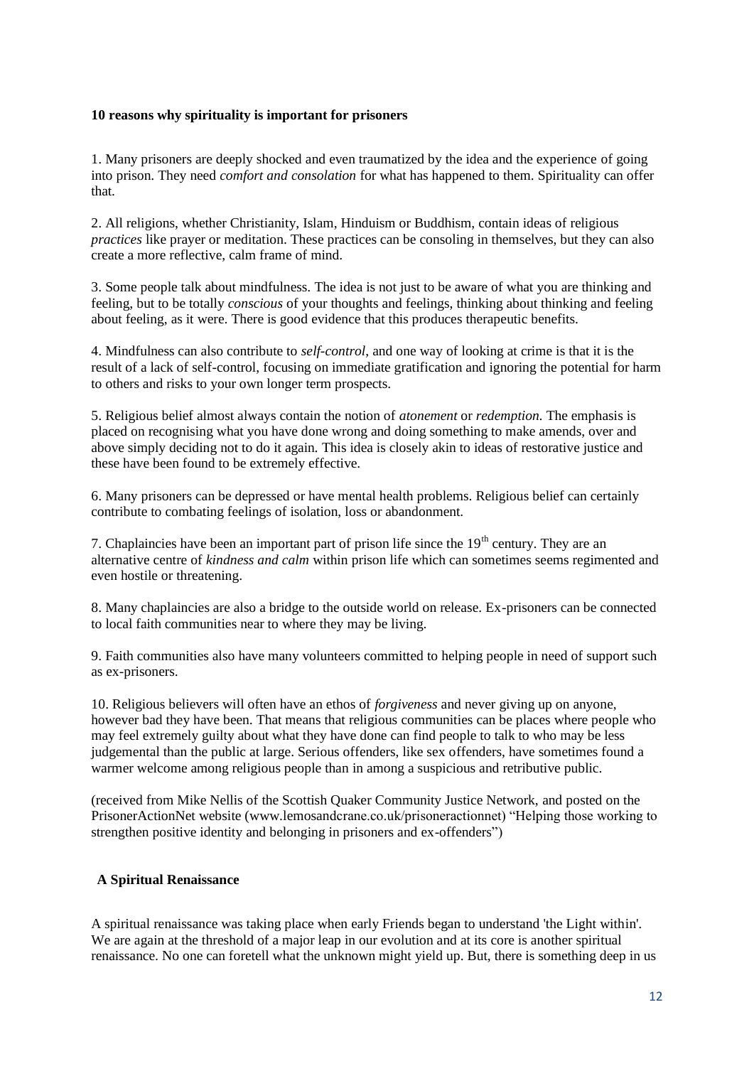**10 reasons why spirituality is important for prisoners**

1. Many prisoners are deeply shocked and even traumatized by the idea and the experience of going into prison. They need *comfort and consolation* for what has happened to them. Spirituality can offer that.

2. All religions, whether Christianity, Islam, Hinduism or Buddhism, contain ideas of religious *practices* like prayer or meditation. These practices can be consoling in themselves, but they can also create a more reflective, calm frame of mind.

3. Some people talk about mindfulness. The idea is not just to be aware of what you are thinking and feeling, but to be totally *conscious* of your thoughts and feelings, thinking about thinking and feeling about feeling, as it were. There is good evidence that this produces therapeutic benefits.

4. Mindfulness can also contribute to *self-control*, and one way of looking at crime is that it is the result of a lack of self-control, focusing on immediate gratification and ignoring the potential for harm to others and risks to your own longer term prospects.

5. Religious belief almost always contain the notion of *atonement* or *redemption.* The emphasis is placed on recognising what you have done wrong and doing something to make amends, over and above simply deciding not to do it again. This idea is closely akin to ideas of restorative justice and these have been found to be extremely effective.

6. Many prisoners can be depressed or have mental health problems. Religious belief can certainly contribute to combating feelings of isolation, loss or abandonment.

7. Chaplaincies have been an important part of prison life since the 19th century. They are an alternative centre of *kindness and calm* within prison life which can sometimes seems regimented and even hostile or threatening.

8. Many chaplaincies are also a bridge to the outside world on release. Ex-prisoners can be connected to local faith communities near to where they may be living.

9. Faith communities also have many volunteers committed to helping people in need of support such as ex-prisoners.

10. Religious believers will often have an ethos of *forgiveness* and never giving up on anyone, however bad they have been. That means that religious communities can be places where people who may feel extremely guilty about what they have done can find people to talk to who may be less judgemental than the public at large. Serious offenders, like sex offenders, have sometimes found a warmer welcome among religious people than in among a suspicious and retributive public.

(received from Mike Nellis of the Scottish Quaker Community Justice Network, and posted on the PrisonerActionNet website (www.lemosandcrane.co.uk/prisoneractionnet) "Helping those working to strengthen positive identity and belonging in prisoners and ex-offenders")

**A Spiritual Renaissance**

A spiritual renaissance was taking place when early Friends began to understand 'the Light within'. We are again at the threshold of a major leap in our evolution and at its core is another spiritual renaissance. No one can foretell what the unknown might yield up. But, there is something deep in us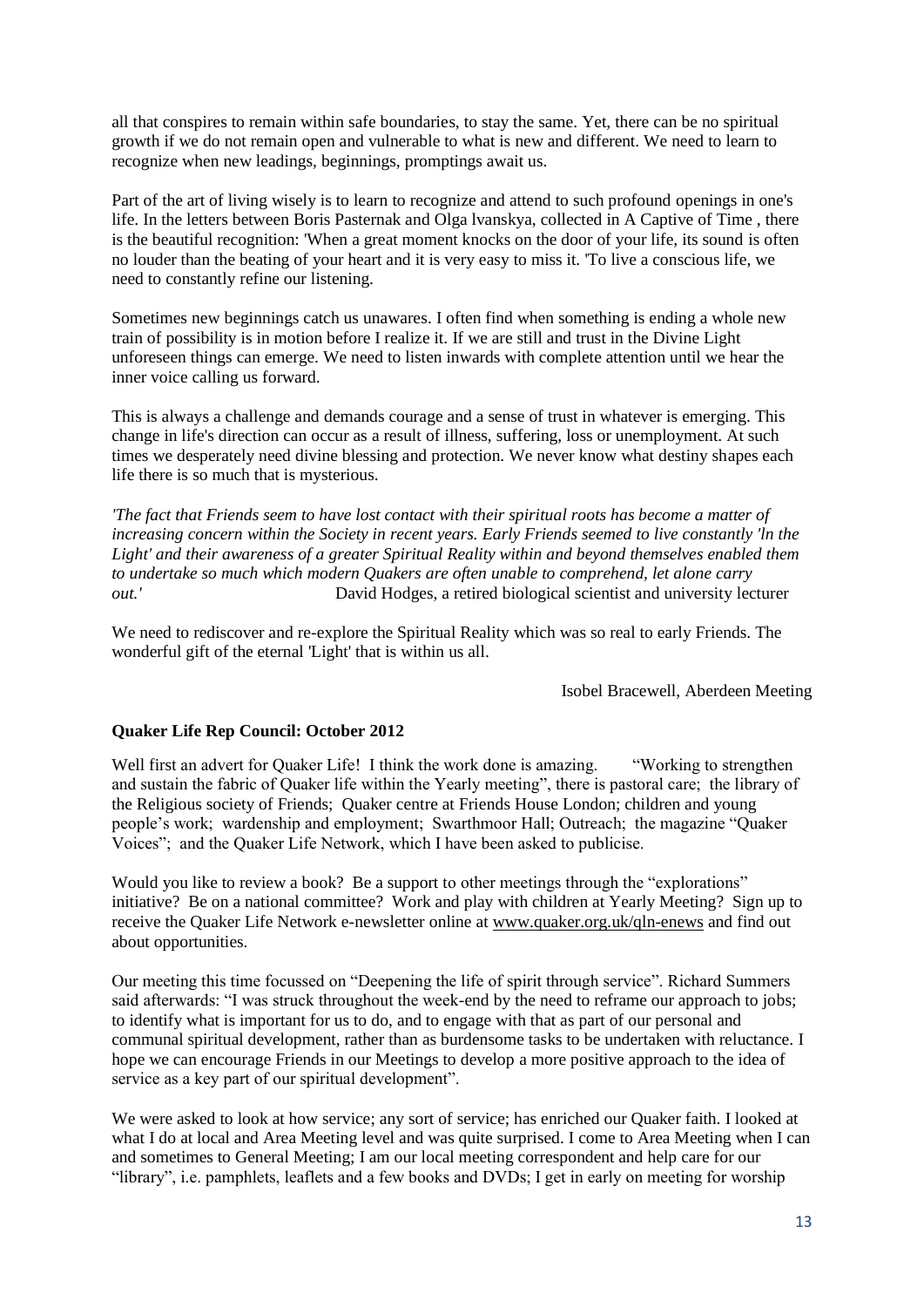all that conspires to remain within safe boundaries, to stay the same. Yet, there can be no spiritual growth if we do not remain open and vulnerable to what is new and different. We need to learn to recognize when new leadings, beginnings, promptings await us.

Part of the art of living wisely is to learn to recognize and attend to such profound openings in one's life. In the letters between Boris Pasternak and Olga lvanskya, collected in A Captive of Time , there is the beautiful recognition: 'When a great moment knocks on the door of your life, its sound is often no louder than the beating of your heart and it is very easy to miss it. 'To live a conscious life, we need to constantly refine our listening.

Sometimes new beginnings catch us unawares. I often find when something is ending a whole new train of possibility is in motion before I realize it. If we are still and trust in the Divine Light unforeseen things can emerge. We need to listen inwards with complete attention until we hear the inner voice calling us forward.

This is always a challenge and demands courage and a sense of trust in whatever is emerging. This change in life's direction can occur as a result of illness, suffering, loss or unemployment. At such times we desperately need divine blessing and protection. We never know what destiny shapes each life there is so much that is mysterious.

*'The fact that Friends seem to have lost contact with their spiritual roots has become a matter of increasing concern within the Society in recent years. Early Friends seemed to live constantly 'ln the Light' and their awareness of a greater Spiritual Reality within and beyond themselves enabled them to undertake so much which modern Quakers are often unable to comprehend, let alone carry out.'* David Hodges, a retired biological scientist and university lecturer

We need to rediscover and re-explore the Spiritual Reality which was so real to early Friends. The wonderful gift of the eternal 'Light' that is within us all.

Isobel Bracewell, Aberdeen Meeting

**Quaker Life Rep Council: October 2012**

Well first an advert for Quaker Life! I think the work done is amazing. "Working to strengthen and sustain the fabric of Quaker life within the Yearly meeting", there is pastoral care; the library of the Religious society of Friends; Quaker centre at Friends House London; children and young people's work; wardenship and employment; Swarthmoor Hall; Outreach; the magazine "Quaker Voices"; and the Quaker Life Network, which I have been asked to publicise.

Would you like to review a book? Be a support to other meetings through the "explorations" initiative? Be on a national committee? Work and play with children at Yearly Meeting? Sign up to receive the Quaker Life Network e-newsletter online at www.quaker.org.uk/qln-enews and find out about opportunities.

Our meeting this time focussed on "Deepening the life of spirit through service". Richard Summers said afterwards: "I was struck throughout the week-end by the need to reframe our approach to jobs; to identify what is important for us to do, and to engage with that as part of our personal and communal spiritual development, rather than as burdensome tasks to be undertaken with reluctance. I hope we can encourage Friends in our Meetings to develop a more positive approach to the idea of service as a key part of our spiritual development".

We were asked to look at how service; any sort of service; has enriched our Quaker faith. I looked at what I do at local and Area Meeting level and was quite surprised. I come to Area Meeting when I can and sometimes to General Meeting; I am our local meeting correspondent and help care for our "library", i.e. pamphlets, leaflets and a few books and DVDs; I get in early on meeting for worship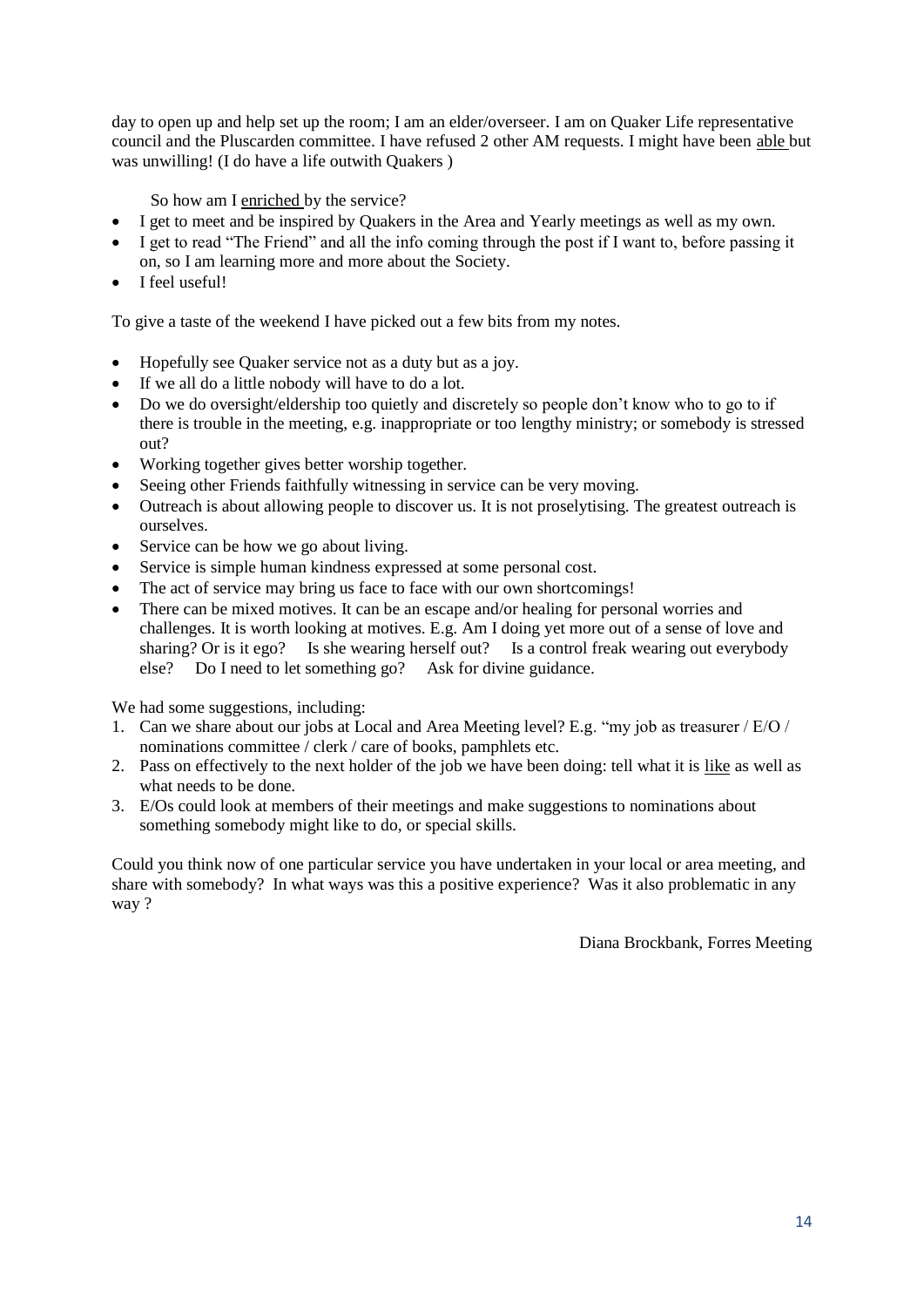day to open up and help set up the room; I am an elder/overseer. I am on Quaker Life representative council and the Pluscarden committee. I have refused 2 other AM requests. I might have been <u>able</u> but was unwilling! (I do have a life outwith Quakers )

So how am I <u>enriched</u> by the service?

- I get to meet and be inspired by Quakers in the Area and Yearly meetings as well as my own.
- I get to read "The Friend" and all the info coming through the post if I want to, before passing it on, so I am learning more and more about the Society.
- I feel useful!

To give a taste of the weekend I have picked out a few bits from my notes.

- Hopefully see Quaker service not as a duty but as a joy.
- If we all do a little nobody will have to do a lot.
- Do we do oversight/eldership too quietly and discretely so people don't know who to go to if there is trouble in the meeting, e.g. inappropriate or too lengthy ministry; or somebody is stressed out?
- Working together gives better worship together.
- Seeing other Friends faithfully witnessing in service can be very moving.
- Outreach is about allowing people to discover us. It is not proselytising. The greatest outreach is ourselves.
- Service can be how we go about living.
- Service is simple human kindness expressed at some personal cost.
- The act of service may bring us face to face with our own shortcomings!
- There can be mixed motives. It can be an escape and/or healing for personal worries and challenges. It is worth looking at motives. E.g. Am I doing yet more out of a sense of love and sharing? Or is it ego? Is she wearing herself out? Is a control freak wearing out everybody else? Do I need to let something go? Ask for divine guidance.

We had some suggestions, including:

1. Can we share about our jobs at Local and Area Meeting level? E.g. "my job as treasurer / E/O / nominations committee / clerk / care of books, pamphlets etc.
2. Pass on effectively to the next holder of the job we have been doing: tell what it is <u>like</u> as well as what needs to be done.
3. E/Os could look at members of their meetings and make suggestions to nominations about something somebody might like to do, or special skills.

Could you think now of one particular service you have undertaken in your local or area meeting, and share with somebody? In what ways was this a positive experience? Was it also problematic in any way ?

Diana Brockbank, Forres Meeting